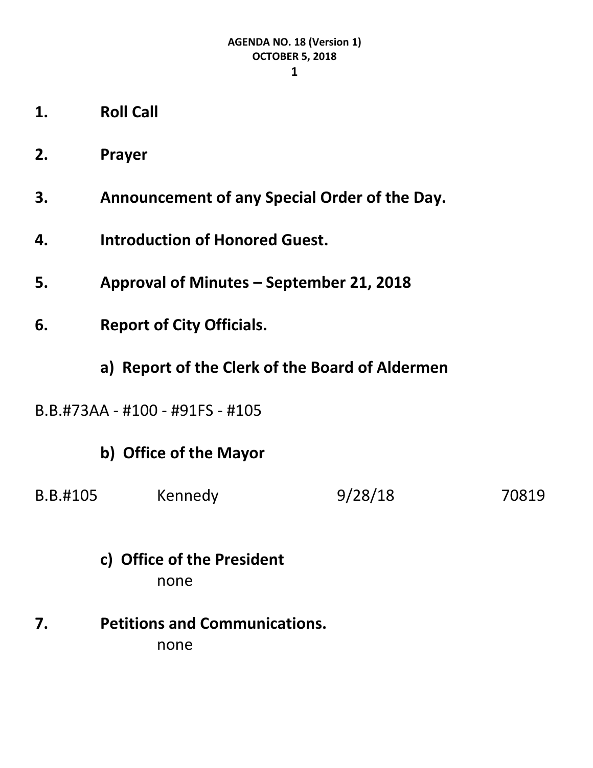**AGENDA NO. 18 (Version 1)**
**OCTOBER 5, 2018**

1. **Roll Call**

2. **Prayer**

3. **Announcement of any Special Order of the Day.**

4. **Introduction of Honored Guest.**

5. **Approval of Minutes – September 21, 2018**

6. **Report of City Officials.**

   **a) Report of the Clerk of the Board of Aldermen**

B.B.#73AA - #100 - #91FS - #105

   **b) Office of the Mayor**

| B.B.#105 | Kennedy | 9/28/18 | 70819 |
|---|---|---|---|

   **c) Office of the President**

   none

7. **Petitions and Communications.**

   none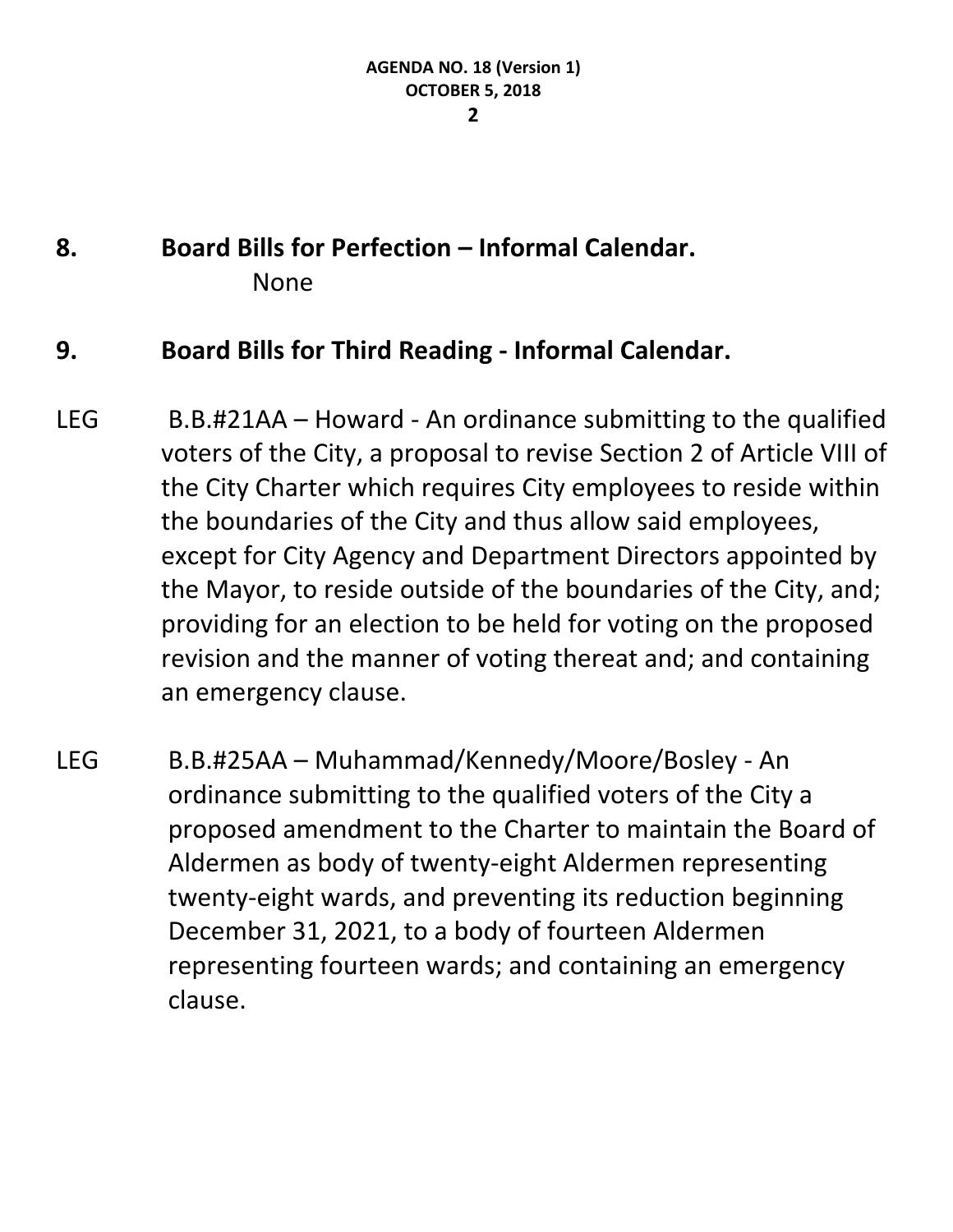## 8. Board Bills for Perfection – Informal Calendar.

None

## 9. Board Bills for Third Reading - Informal Calendar.

LEG B.B.#21AA – Howard - An ordinance submitting to the qualified voters of the City, a proposal to revise Section 2 of Article VIII of the City Charter which requires City employees to reside within the boundaries of the City and thus allow said employees, except for City Agency and Department Directors appointed by the Mayor, to reside outside of the boundaries of the City, and; providing for an election to be held for voting on the proposed revision and the manner of voting thereat and; and containing an emergency clause.

LEG B.B.#25AA – Muhammad/Kennedy/Moore/Bosley - An ordinance submitting to the qualified voters of the City a proposed amendment to the Charter to maintain the Board of Aldermen as body of twenty-eight Aldermen representing twenty-eight wards, and preventing its reduction beginning December 31, 2021, to a body of fourteen Aldermen representing fourteen wards; and containing an emergency clause.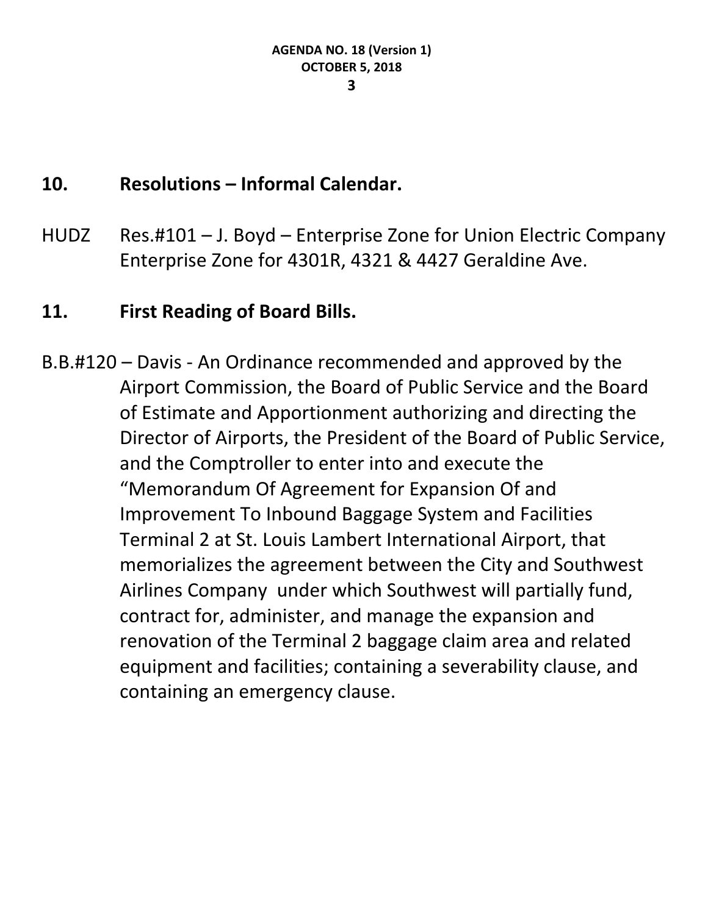## 10. Resolutions – Informal Calendar.

HUDZ Res.#101 – J. Boyd – Enterprise Zone for Union Electric Company Enterprise Zone for 4301R, 4321 & 4427 Geraldine Ave.

## 11. First Reading of Board Bills.

B.B.#120 – Davis - An Ordinance recommended and approved by the Airport Commission, the Board of Public Service and the Board of Estimate and Apportionment authorizing and directing the Director of Airports, the President of the Board of Public Service, and the Comptroller to enter into and execute the "Memorandum Of Agreement for Expansion Of and Improvement To Inbound Baggage System and Facilities Terminal 2 at St. Louis Lambert International Airport, that memorializes the agreement between the City and Southwest Airlines Company under which Southwest will partially fund, contract for, administer, and manage the expansion and renovation of the Terminal 2 baggage claim area and related equipment and facilities; containing a severability clause, and containing an emergency clause.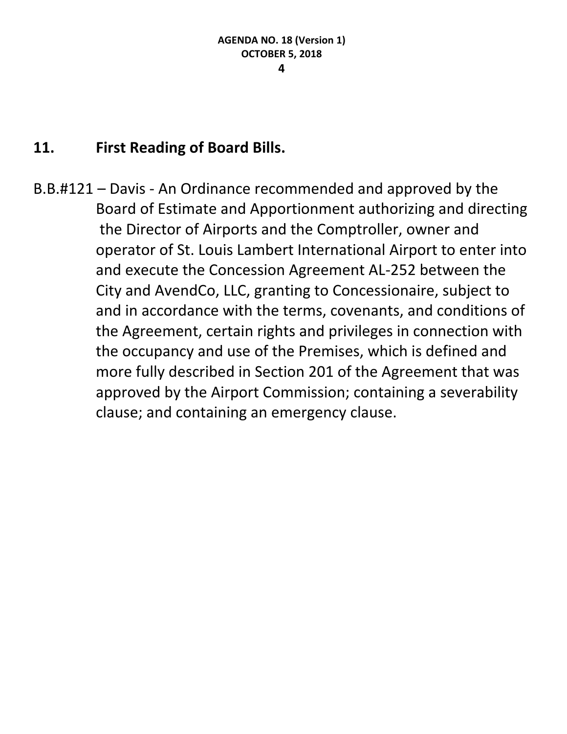## 11. First Reading of Board Bills.

B.B.#121 – Davis - An Ordinance recommended and approved by the Board of Estimate and Apportionment authorizing and directing the Director of Airports and the Comptroller, owner and operator of St. Louis Lambert International Airport to enter into and execute the Concession Agreement AL-252 between the City and AvendCo, LLC, granting to Concessionaire, subject to and in accordance with the terms, covenants, and conditions of the Agreement, certain rights and privileges in connection with the occupancy and use of the Premises, which is defined and more fully described in Section 201 of the Agreement that was approved by the Airport Commission; containing a severability clause; and containing an emergency clause.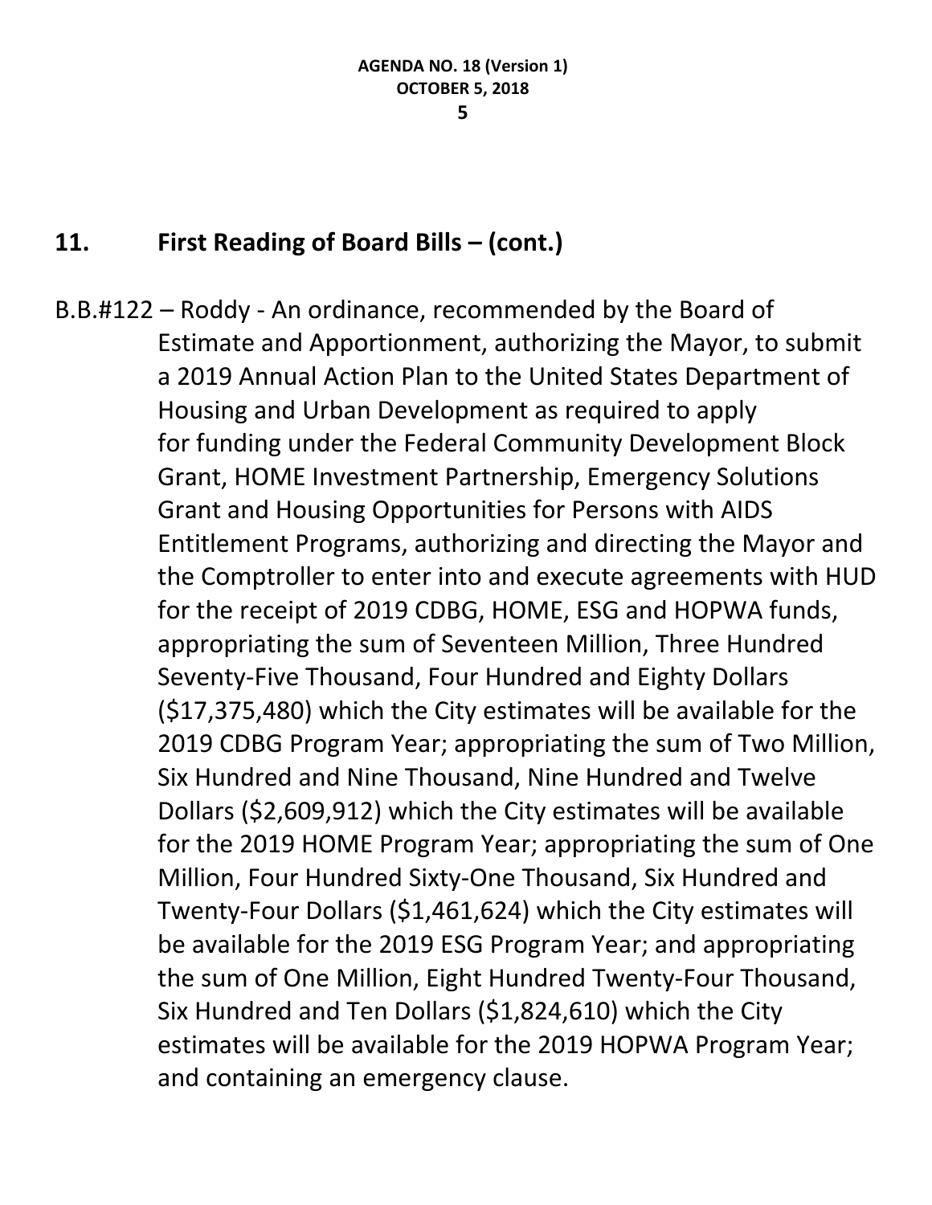## 11. First Reading of Board Bills – (cont.)

B.B.#122 – Roddy - An ordinance, recommended by the Board of Estimate and Apportionment, authorizing the Mayor, to submit a 2019 Annual Action Plan to the United States Department of Housing and Urban Development as required to apply for funding under the Federal Community Development Block Grant, HOME Investment Partnership, Emergency Solutions Grant and Housing Opportunities for Persons with AIDS Entitlement Programs, authorizing and directing the Mayor and the Comptroller to enter into and execute agreements with HUD for the receipt of 2019 CDBG, HOME, ESG and HOPWA funds, appropriating the sum of Seventeen Million, Three Hundred Seventy-Five Thousand, Four Hundred and Eighty Dollars ($17,375,480) which the City estimates will be available for the 2019 CDBG Program Year; appropriating the sum of Two Million, Six Hundred and Nine Thousand, Nine Hundred and Twelve Dollars ($2,609,912) which the City estimates will be available for the 2019 HOME Program Year; appropriating the sum of One Million, Four Hundred Sixty-One Thousand, Six Hundred and Twenty-Four Dollars ($1,461,624) which the City estimates will be available for the 2019 ESG Program Year; and appropriating the sum of One Million, Eight Hundred Twenty-Four Thousand, Six Hundred and Ten Dollars ($1,824,610) which the City estimates will be available for the 2019 HOPWA Program Year; and containing an emergency clause.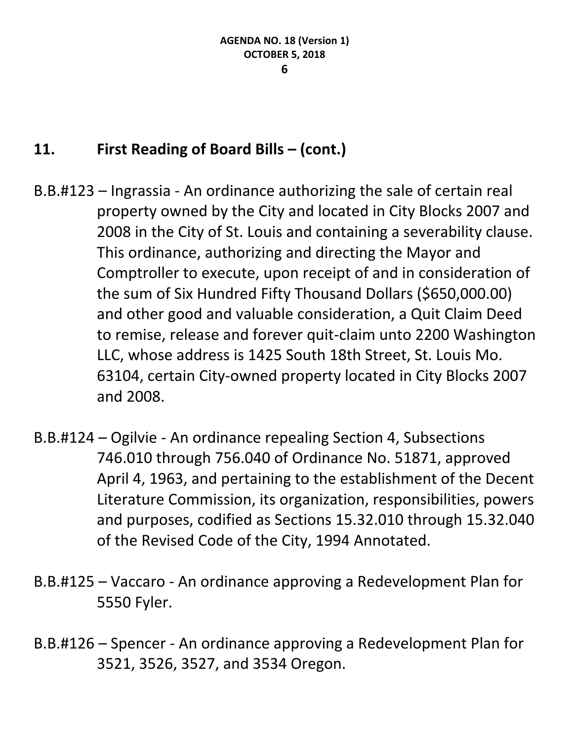## 11. First Reading of Board Bills – (cont.)

B.B.#123 – Ingrassia - An ordinance authorizing the sale of certain real property owned by the City and located in City Blocks 2007 and 2008 in the City of St. Louis and containing a severability clause. This ordinance, authorizing and directing the Mayor and Comptroller to execute, upon receipt of and in consideration of the sum of Six Hundred Fifty Thousand Dollars ($650,000.00) and other good and valuable consideration, a Quit Claim Deed to remise, release and forever quit-claim unto 2200 Washington LLC, whose address is 1425 South 18th Street, St. Louis Mo. 63104, certain City-owned property located in City Blocks 2007 and 2008.

B.B.#124 – Ogilvie - An ordinance repealing Section 4, Subsections 746.010 through 756.040 of Ordinance No. 51871, approved April 4, 1963, and pertaining to the establishment of the Decent Literature Commission, its organization, responsibilities, powers and purposes, codified as Sections 15.32.010 through 15.32.040 of the Revised Code of the City, 1994 Annotated.

B.B.#125 – Vaccaro - An ordinance approving a Redevelopment Plan for 5550 Fyler.

B.B.#126 – Spencer - An ordinance approving a Redevelopment Plan for 3521, 3526, 3527, and 3534 Oregon.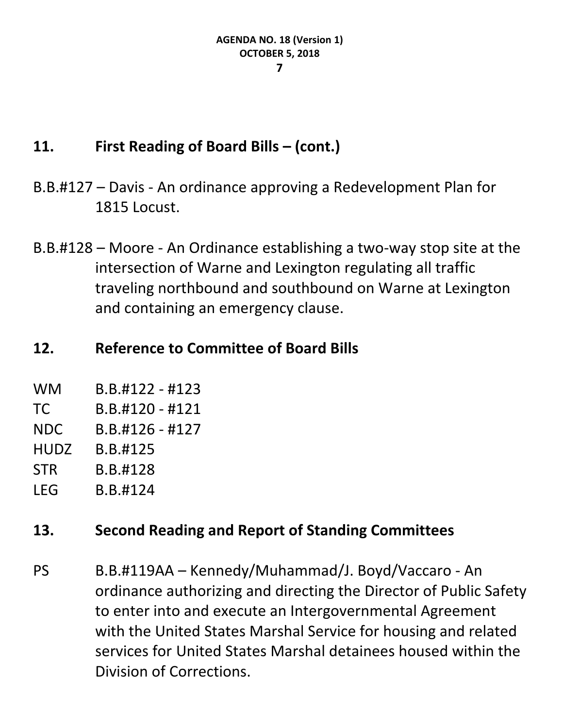## 11. First Reading of Board Bills – (cont.)

B.B.#127 – Davis - An ordinance approving a Redevelopment Plan for 1815 Locust.

B.B.#128 – Moore - An Ordinance establishing a two-way stop site at the intersection of Warne and Lexington regulating all traffic traveling northbound and southbound on Warne at Lexington and containing an emergency clause.

## 12. Reference to Committee of Board Bills

WM B.B.#122 - #123
TC B.B.#120 - #121
NDC B.B.#126 - #127
HUDZ B.B.#125
STR B.B.#128
LEG B.B.#124

## 13. Second Reading and Report of Standing Committees

PS B.B.#119AA – Kennedy/Muhammad/J. Boyd/Vaccaro - An ordinance authorizing and directing the Director of Public Safety to enter into and execute an Intergovernmental Agreement with the United States Marshal Service for housing and related services for United States Marshal detainees housed within the Division of Corrections.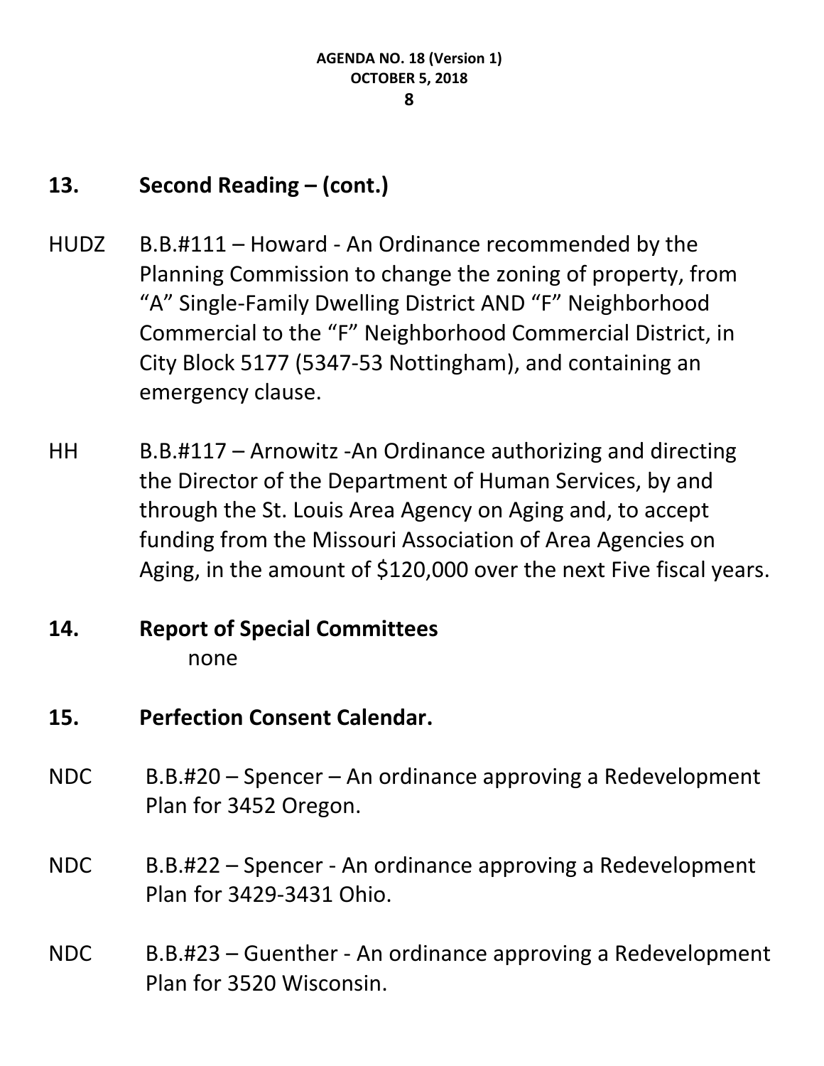## 13. Second Reading – (cont.)

HUDZ B.B.#111 – Howard - An Ordinance recommended by the Planning Commission to change the zoning of property, from "A" Single-Family Dwelling District AND "F" Neighborhood Commercial to the "F" Neighborhood Commercial District, in City Block 5177 (5347-53 Nottingham), and containing an emergency clause.

HH B.B.#117 – Arnowitz -An Ordinance authorizing and directing the Director of the Department of Human Services, by and through the St. Louis Area Agency on Aging and, to accept funding from the Missouri Association of Area Agencies on Aging, in the amount of $120,000 over the next Five fiscal years.

## 14. Report of Special Committees

none

## 15. Perfection Consent Calendar.

NDC B.B.#20 – Spencer – An ordinance approving a Redevelopment Plan for 3452 Oregon.

NDC B.B.#22 – Spencer - An ordinance approving a Redevelopment Plan for 3429-3431 Ohio.

NDC B.B.#23 – Guenther - An ordinance approving a Redevelopment Plan for 3520 Wisconsin.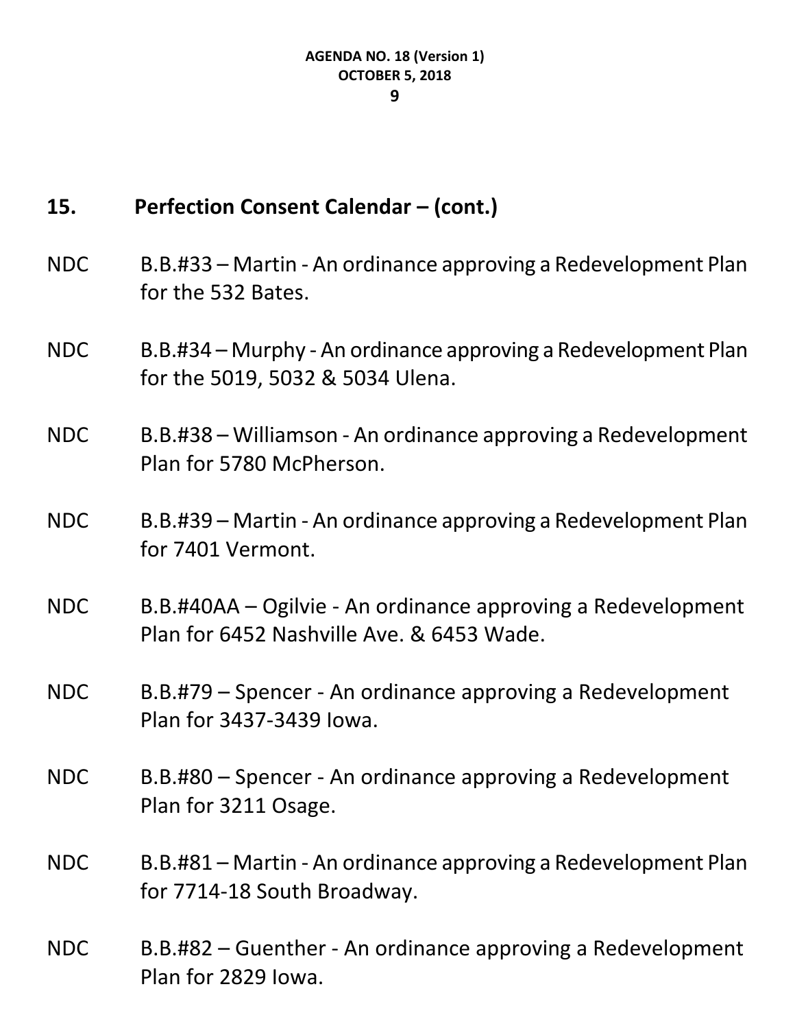## 15. Perfection Consent Calendar – (cont.)

NDC B.B.#33 – Martin - An ordinance approving a Redevelopment Plan for the 532 Bates.

NDC B.B.#34 – Murphy - An ordinance approving a Redevelopment Plan for the 5019, 5032 & 5034 Ulena.

NDC B.B.#38 – Williamson - An ordinance approving a Redevelopment Plan for 5780 McPherson.

NDC B.B.#39 – Martin - An ordinance approving a Redevelopment Plan for 7401 Vermont.

NDC B.B.#40AA – Ogilvie - An ordinance approving a Redevelopment Plan for 6452 Nashville Ave. & 6453 Wade.

NDC B.B.#79 – Spencer - An ordinance approving a Redevelopment Plan for 3437-3439 Iowa.

NDC B.B.#80 – Spencer - An ordinance approving a Redevelopment Plan for 3211 Osage.

NDC B.B.#81 – Martin - An ordinance approving a Redevelopment Plan for 7714-18 South Broadway.

NDC B.B.#82 – Guenther - An ordinance approving a Redevelopment Plan for 2829 Iowa.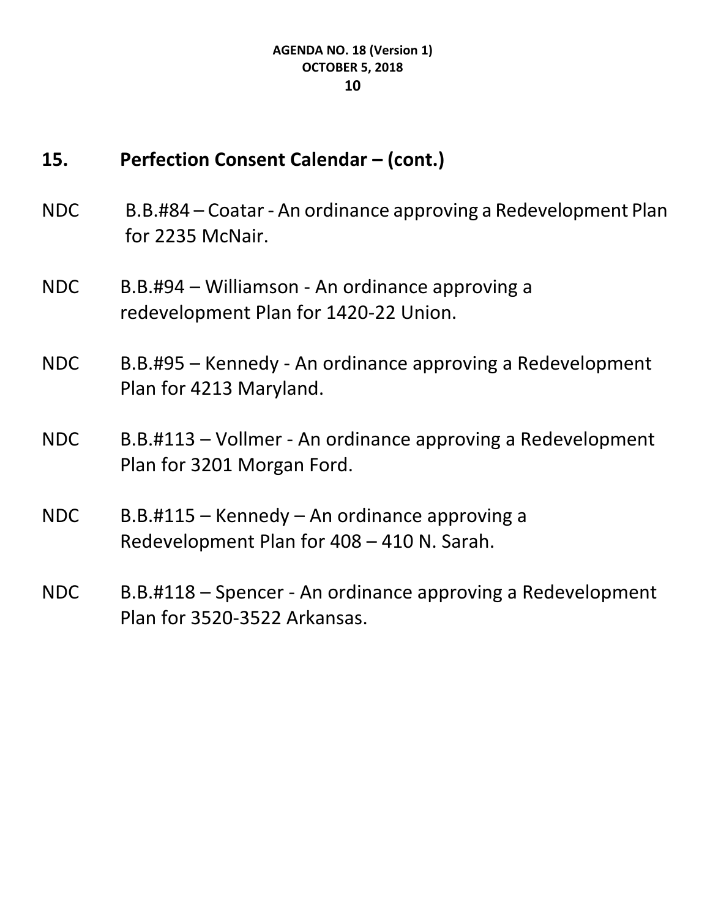## 15. Perfection Consent Calendar – (cont.)

NDC B.B.#84 – Coatar - An ordinance approving a Redevelopment Plan for 2235 McNair.

NDC B.B.#94 – Williamson - An ordinance approving a redevelopment Plan for 1420-22 Union.

NDC B.B.#95 – Kennedy - An ordinance approving a Redevelopment Plan for 4213 Maryland.

NDC B.B.#113 – Vollmer - An ordinance approving a Redevelopment Plan for 3201 Morgan Ford.

NDC B.B.#115 – Kennedy – An ordinance approving a Redevelopment Plan for 408 – 410 N. Sarah.

NDC B.B.#118 – Spencer - An ordinance approving a Redevelopment Plan for 3520-3522 Arkansas.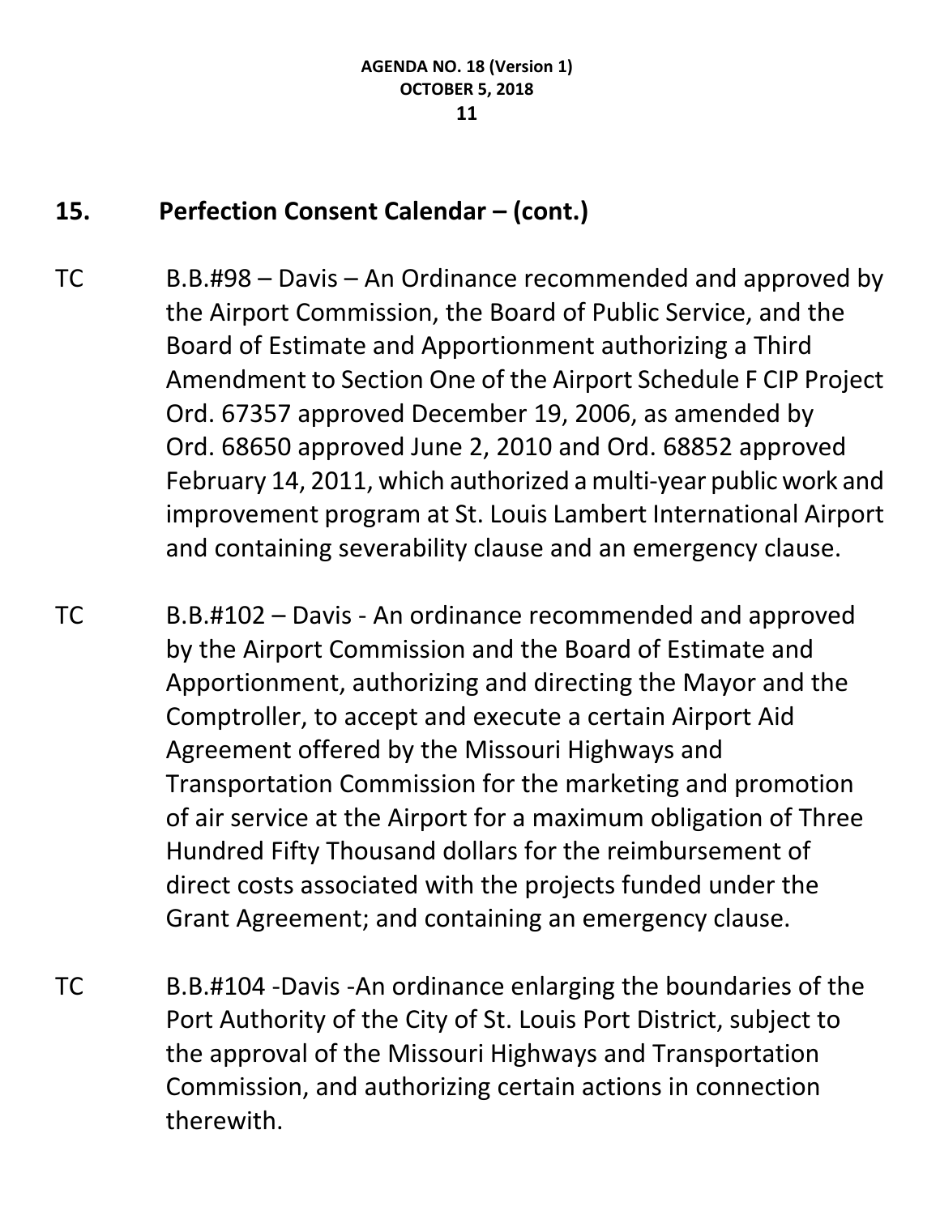## 15. Perfection Consent Calendar – (cont.)

TC B.B.#98 – Davis – An Ordinance recommended and approved by the Airport Commission, the Board of Public Service, and the Board of Estimate and Apportionment authorizing a Third Amendment to Section One of the Airport Schedule F CIP Project Ord. 67357 approved December 19, 2006, as amended by Ord. 68650 approved June 2, 2010 and Ord. 68852 approved February 14, 2011, which authorized a multi-year public work and improvement program at St. Louis Lambert International Airport and containing severability clause and an emergency clause.

TC B.B.#102 – Davis - An ordinance recommended and approved by the Airport Commission and the Board of Estimate and Apportionment, authorizing and directing the Mayor and the Comptroller, to accept and execute a certain Airport Aid Agreement offered by the Missouri Highways and Transportation Commission for the marketing and promotion of air service at the Airport for a maximum obligation of Three Hundred Fifty Thousand dollars for the reimbursement of direct costs associated with the projects funded under the Grant Agreement; and containing an emergency clause.

TC B.B.#104 -Davis -An ordinance enlarging the boundaries of the Port Authority of the City of St. Louis Port District, subject to the approval of the Missouri Highways and Transportation Commission, and authorizing certain actions in connection therewith.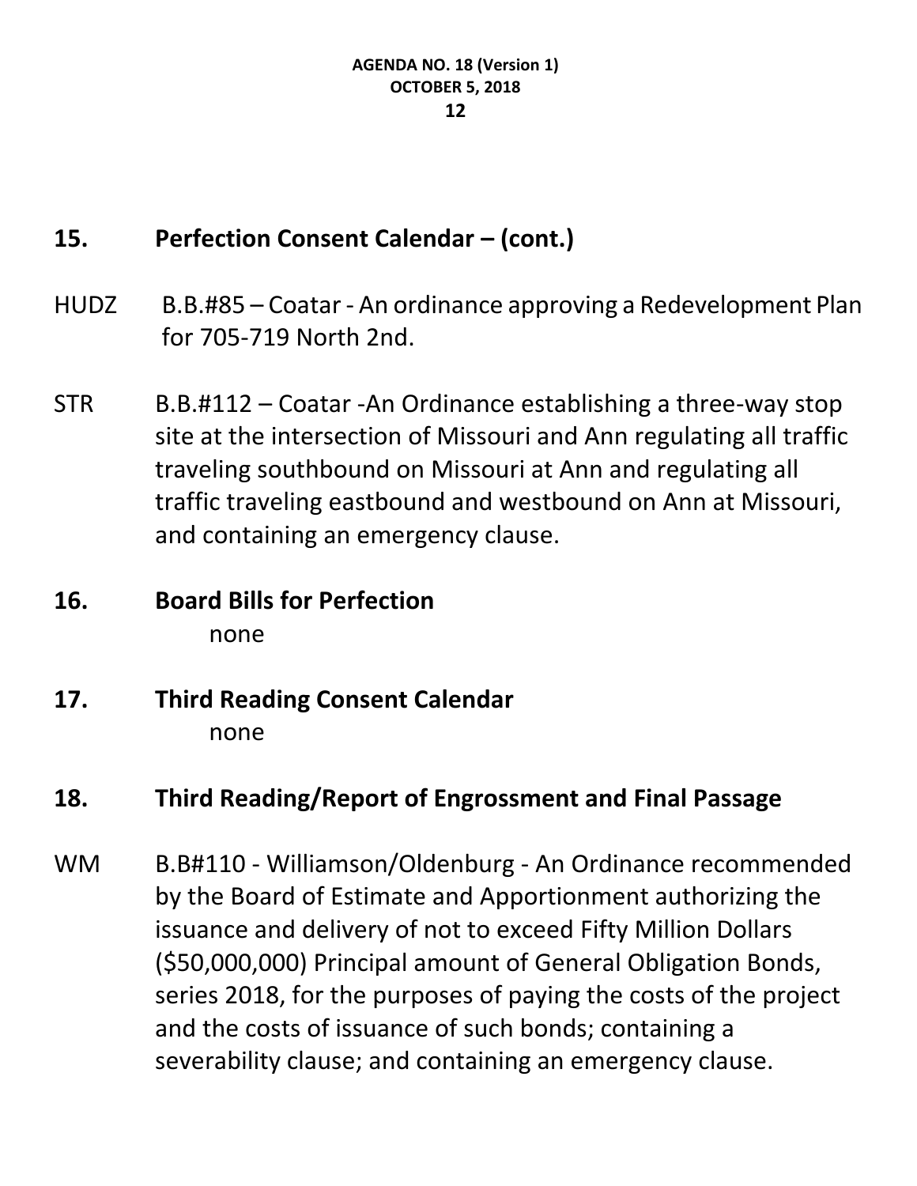## 15. Perfection Consent Calendar – (cont.)

HUDZ B.B.#85 – Coatar - An ordinance approving a Redevelopment Plan for 705-719 North 2nd.

STR B.B.#112 – Coatar -An Ordinance establishing a three-way stop site at the intersection of Missouri and Ann regulating all traffic traveling southbound on Missouri at Ann and regulating all traffic traveling eastbound and westbound on Ann at Missouri, and containing an emergency clause.

## 16. Board Bills for Perfection

none

## 17. Third Reading Consent Calendar

none

## 18. Third Reading/Report of Engrossment and Final Passage

WM B.B#110 - Williamson/Oldenburg - An Ordinance recommended by the Board of Estimate and Apportionment authorizing the issuance and delivery of not to exceed Fifty Million Dollars ($50,000,000) Principal amount of General Obligation Bonds, series 2018, for the purposes of paying the costs of the project and the costs of issuance of such bonds; containing a severability clause; and containing an emergency clause.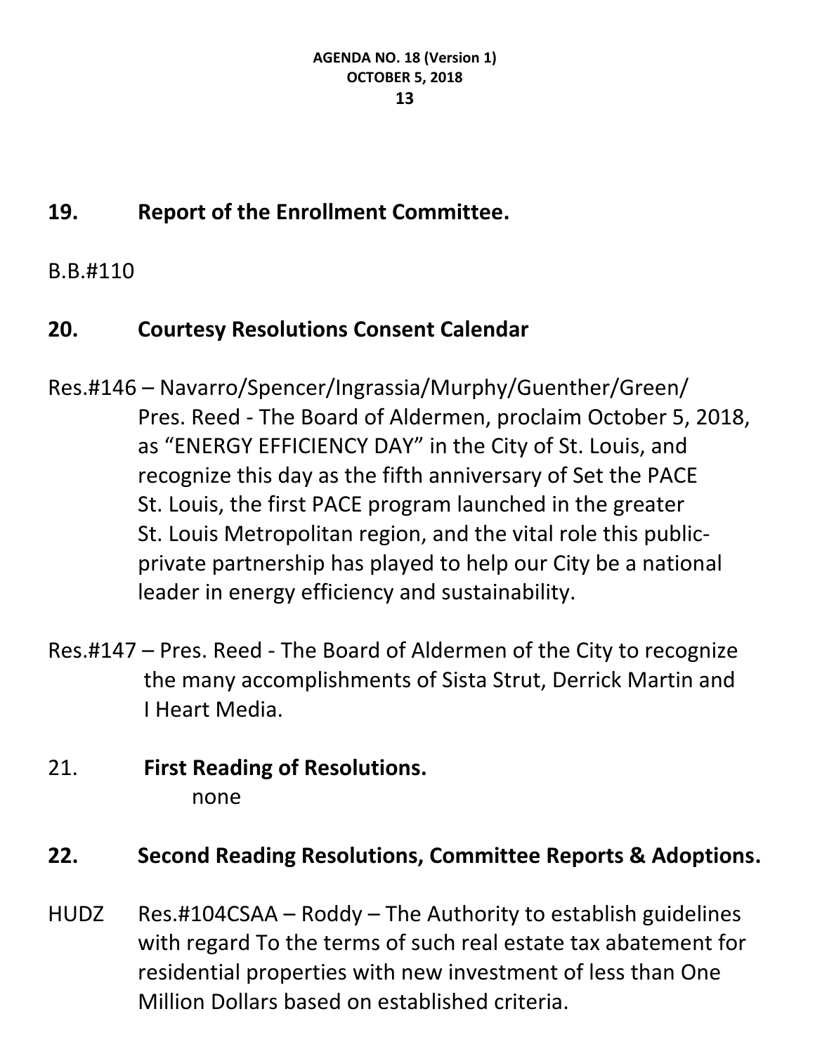**19. Report of the Enrollment Committee.**

B.B.#110

**20. Courtesy Resolutions Consent Calendar**

Res.#146 – Navarro/Spencer/Ingrassia/Murphy/Guenther/Green/ Pres. Reed - The Board of Aldermen, proclaim October 5, 2018, as "ENERGY EFFICIENCY DAY" in the City of St. Louis, and recognize this day as the fifth anniversary of Set the PACE St. Louis, the first PACE program launched in the greater St. Louis Metropolitan region, and the vital role this public-private partnership has played to help our City be a national leader in energy efficiency and sustainability.

Res.#147 – Pres. Reed - The Board of Aldermen of the City to recognize the many accomplishments of Sista Strut, Derrick Martin and I Heart Media.

21. **First Reading of Resolutions.**
none

**22. Second Reading Resolutions, Committee Reports & Adoptions.**

HUDZ Res.#104CSAA – Roddy – The Authority to establish guidelines with regard To the terms of such real estate tax abatement for residential properties with new investment of less than One Million Dollars based on established criteria.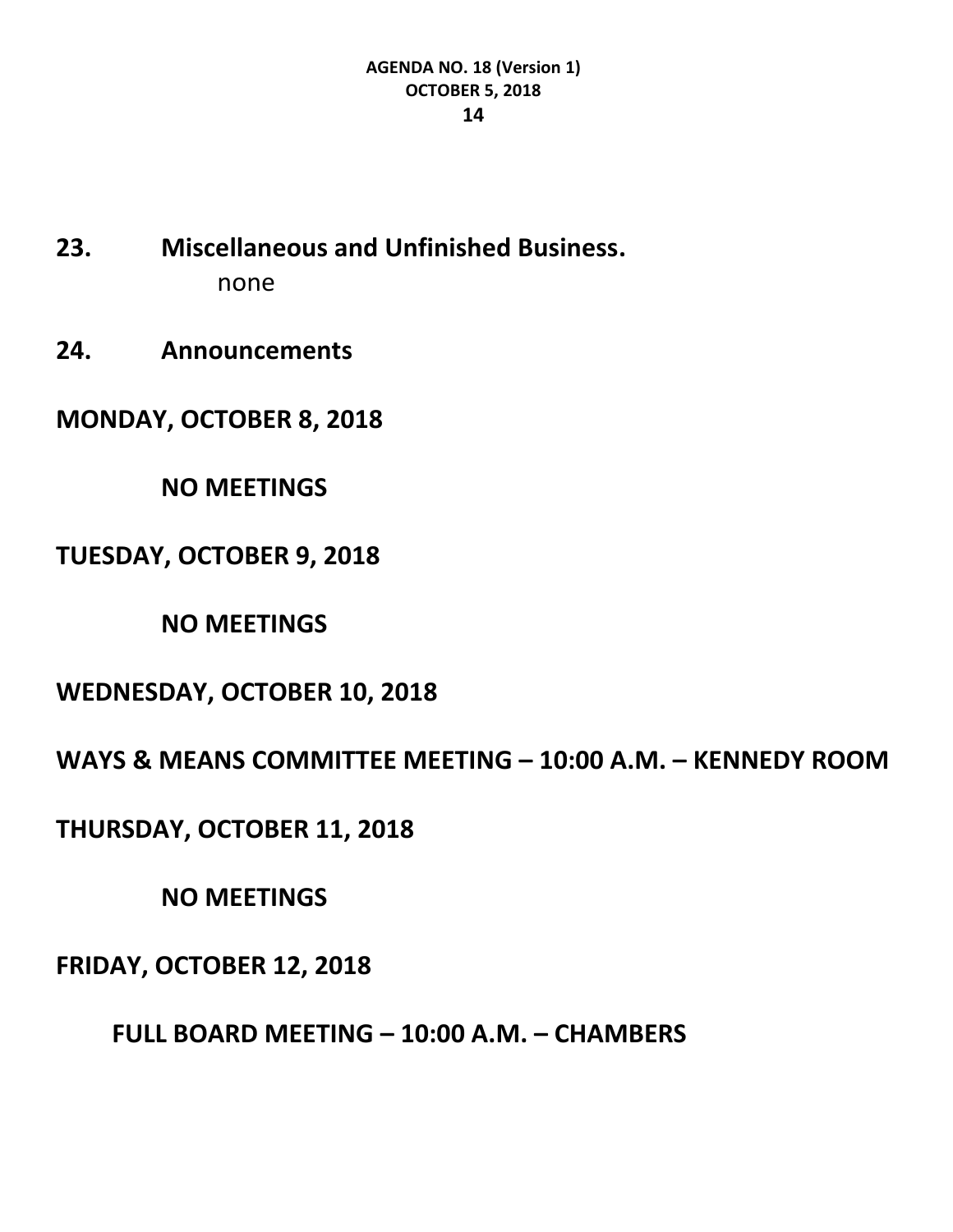**23. Miscellaneous and Unfinished Business.**

none

**24. Announcements**

**MONDAY, OCTOBER 8, 2018**

**NO MEETINGS**

**TUESDAY, OCTOBER 9, 2018**

**NO MEETINGS**

**WEDNESDAY, OCTOBER 10, 2018**

**WAYS & MEANS COMMITTEE MEETING – 10:00 A.M. – KENNEDY ROOM**

**THURSDAY, OCTOBER 11, 2018**

**NO MEETINGS**

**FRIDAY, OCTOBER 12, 2018**

**FULL BOARD MEETING – 10:00 A.M. – CHAMBERS**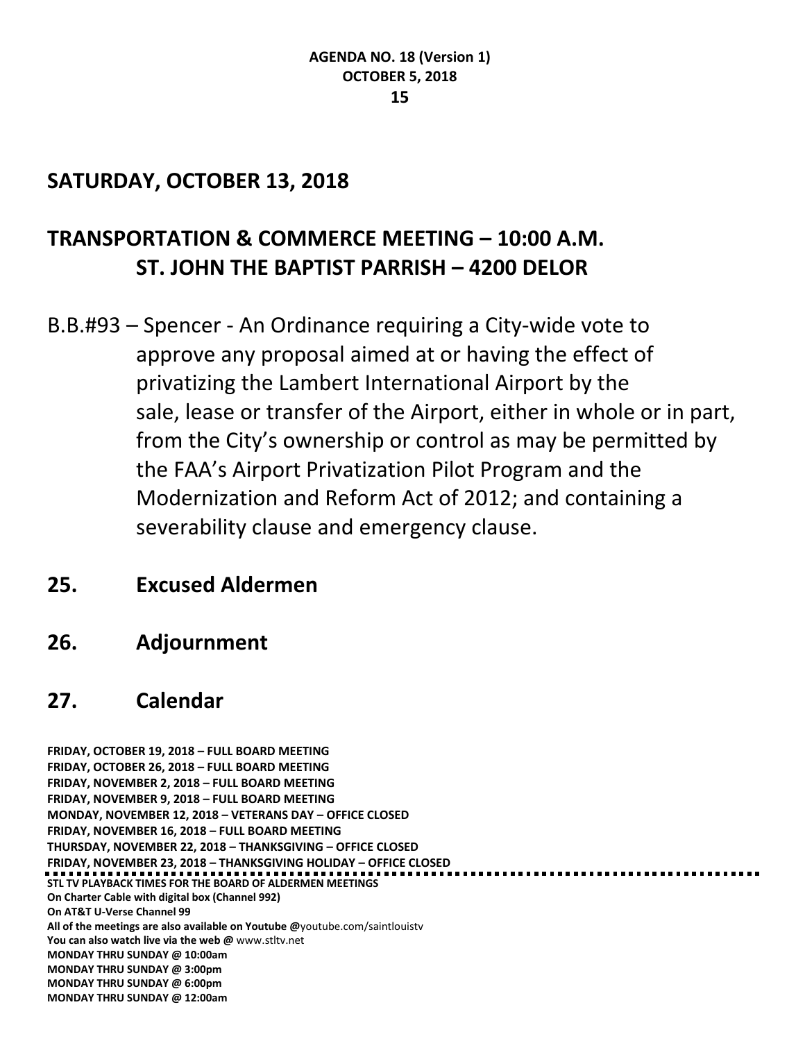## SATURDAY, OCTOBER 13, 2018

## TRANSPORTATION & COMMERCE MEETING – 10:00 A.M.
## ST. JOHN THE BAPTIST PARRISH – 4200 DELOR

B.B.#93 – Spencer - An Ordinance requiring a City-wide vote to approve any proposal aimed at or having the effect of privatizing the Lambert International Airport by the sale, lease or transfer of the Airport, either in whole or in part, from the City's ownership or control as may be permitted by the FAA's Airport Privatization Pilot Program and the Modernization and Reform Act of 2012; and containing a severability clause and emergency clause.

## 25. Excused Aldermen

## 26. Adjournment

## 27. Calendar

**FRIDAY, OCTOBER 19, 2018 – FULL BOARD MEETING**
**FRIDAY, OCTOBER 26, 2018 – FULL BOARD MEETING**
**FRIDAY, NOVEMBER 2, 2018 – FULL BOARD MEETING**
**FRIDAY, NOVEMBER 9, 2018 – FULL BOARD MEETING**
**MONDAY, NOVEMBER 12, 2018 – VETERANS DAY – OFFICE CLOSED**
**FRIDAY, NOVEMBER 16, 2018 – FULL BOARD MEETING**
**THURSDAY, NOVEMBER 22, 2018 – THANKSGIVING – OFFICE CLOSED**
**FRIDAY, NOVEMBER 23, 2018 – THANKSGIVING HOLIDAY – OFFICE CLOSED**

---

**STL TV PLAYBACK TIMES FOR THE BOARD OF ALDERMEN MEETINGS**
**On Charter Cable with digital box (Channel 992)**
**On AT&T U-Verse Channel 99**
**All of the meetings are also available on Youtube @**youtube.com/saintlouistv
**You can also watch live via the web @** www.stltv.net
**MONDAY THRU SUNDAY @ 10:00am**
**MONDAY THRU SUNDAY @ 3:00pm**
**MONDAY THRU SUNDAY @ 6:00pm**
**MONDAY THRU SUNDAY @ 12:00am**